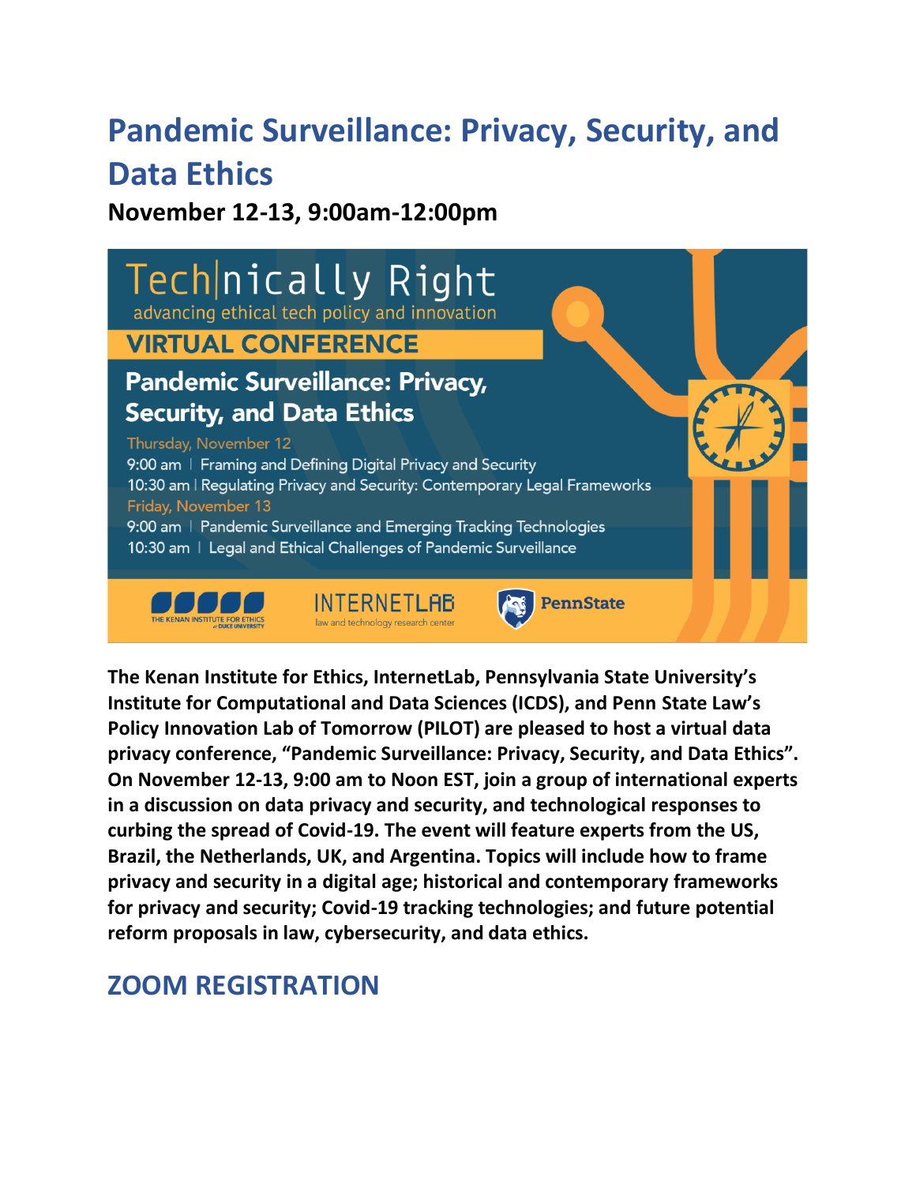# Pandemic Surveillance: Privacy, Security, and Data Ethics

**November 12-13, 9:00am-12:00pm**

Tech|nically Right
advancing ethical tech policy and innovation

VIRTUAL CONFERENCE

**Pandemic Surveillance: Privacy, Security, and Data Ethics**

Thursday, November 12
9:00 am | Framing and Defining Digital Privacy and Security
10:30 am | Regulating Privacy and Security: Contemporary Legal Frameworks
Friday, November 13
9:00 am | Pandemic Surveillance and Emerging Tracking Technologies
10:30 am | Legal and Ethical Challenges of Pandemic Surveillance

THE KENAN INSTITUTE FOR ETHICS at DUKE UNIVERSITY | INTERNETLAB law and technology research center | PennState

**The Kenan Institute for Ethics, InternetLab, Pennsylvania State University's Institute for Computational and Data Sciences (ICDS), and Penn State Law's Policy Innovation Lab of Tomorrow (PILOT) are pleased to host a virtual data privacy conference, "Pandemic Surveillance: Privacy, Security, and Data Ethics". On November 12-13, 9:00 am to Noon EST, join a group of international experts in a discussion on data privacy and security, and technological responses to curbing the spread of Covid-19. The event will feature experts from the US, Brazil, the Netherlands, UK, and Argentina. Topics will include how to frame privacy and security in a digital age; historical and contemporary frameworks for privacy and security; Covid-19 tracking technologies; and future potential reform proposals in law, cybersecurity, and data ethics.**

## ZOOM REGISTRATION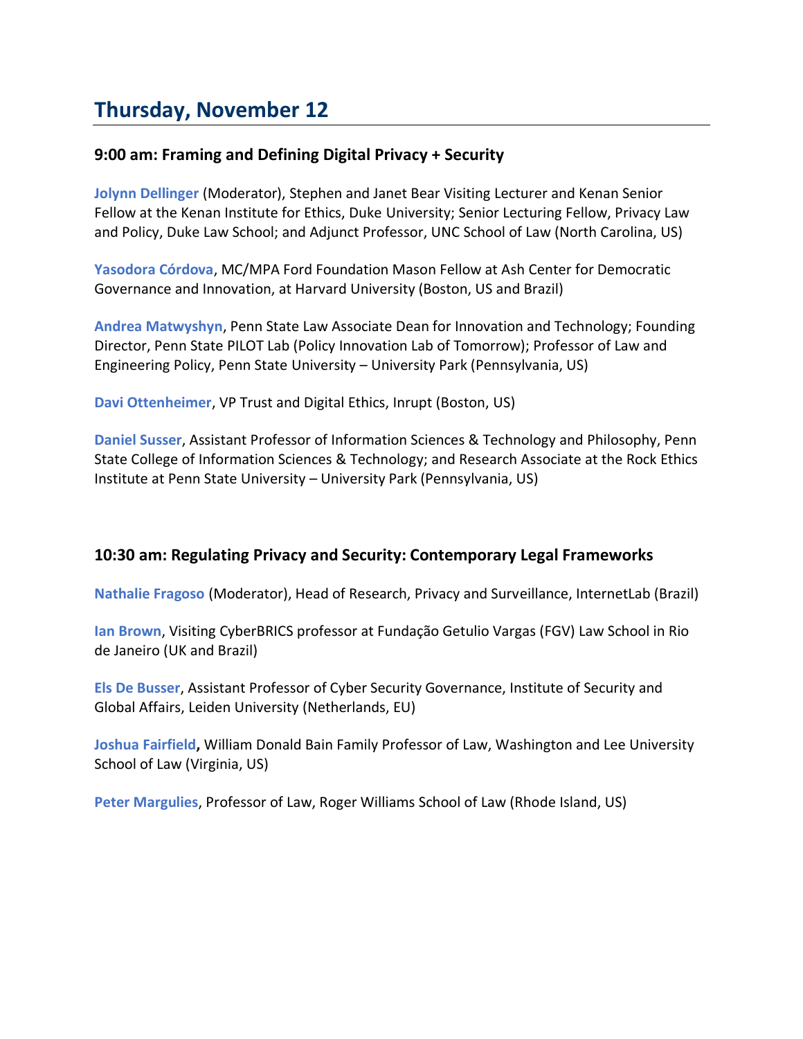# Thursday, November 12

### 9:00 am: Framing and Defining Digital Privacy + Security

**Jolynn Dellinger** (Moderator), Stephen and Janet Bear Visiting Lecturer and Kenan Senior Fellow at the Kenan Institute for Ethics, Duke University; Senior Lecturing Fellow, Privacy Law and Policy, Duke Law School; and Adjunct Professor, UNC School of Law (North Carolina, US)

**Yasodora Córdova**, MC/MPA Ford Foundation Mason Fellow at Ash Center for Democratic Governance and Innovation, at Harvard University (Boston, US and Brazil)

**Andrea Matwyshyn**, Penn State Law Associate Dean for Innovation and Technology; Founding Director, Penn State PILOT Lab (Policy Innovation Lab of Tomorrow); Professor of Law and Engineering Policy, Penn State University – University Park (Pennsylvania, US)

**Davi Ottenheimer**, VP Trust and Digital Ethics, Inrupt (Boston, US)

**Daniel Susser**, Assistant Professor of Information Sciences & Technology and Philosophy, Penn State College of Information Sciences & Technology; and Research Associate at the Rock Ethics Institute at Penn State University – University Park (Pennsylvania, US)

### 10:30 am: Regulating Privacy and Security: Contemporary Legal Frameworks

**Nathalie Fragoso** (Moderator), Head of Research, Privacy and Surveillance, InternetLab (Brazil)

**Ian Brown**, Visiting CyberBRICS professor at Fundação Getulio Vargas (FGV) Law School in Rio de Janeiro (UK and Brazil)

**Els De Busser**, Assistant Professor of Cyber Security Governance, Institute of Security and Global Affairs, Leiden University (Netherlands, EU)

**Joshua Fairfield,** William Donald Bain Family Professor of Law, Washington and Lee University School of Law (Virginia, US)

**Peter Margulies**, Professor of Law, Roger Williams School of Law (Rhode Island, US)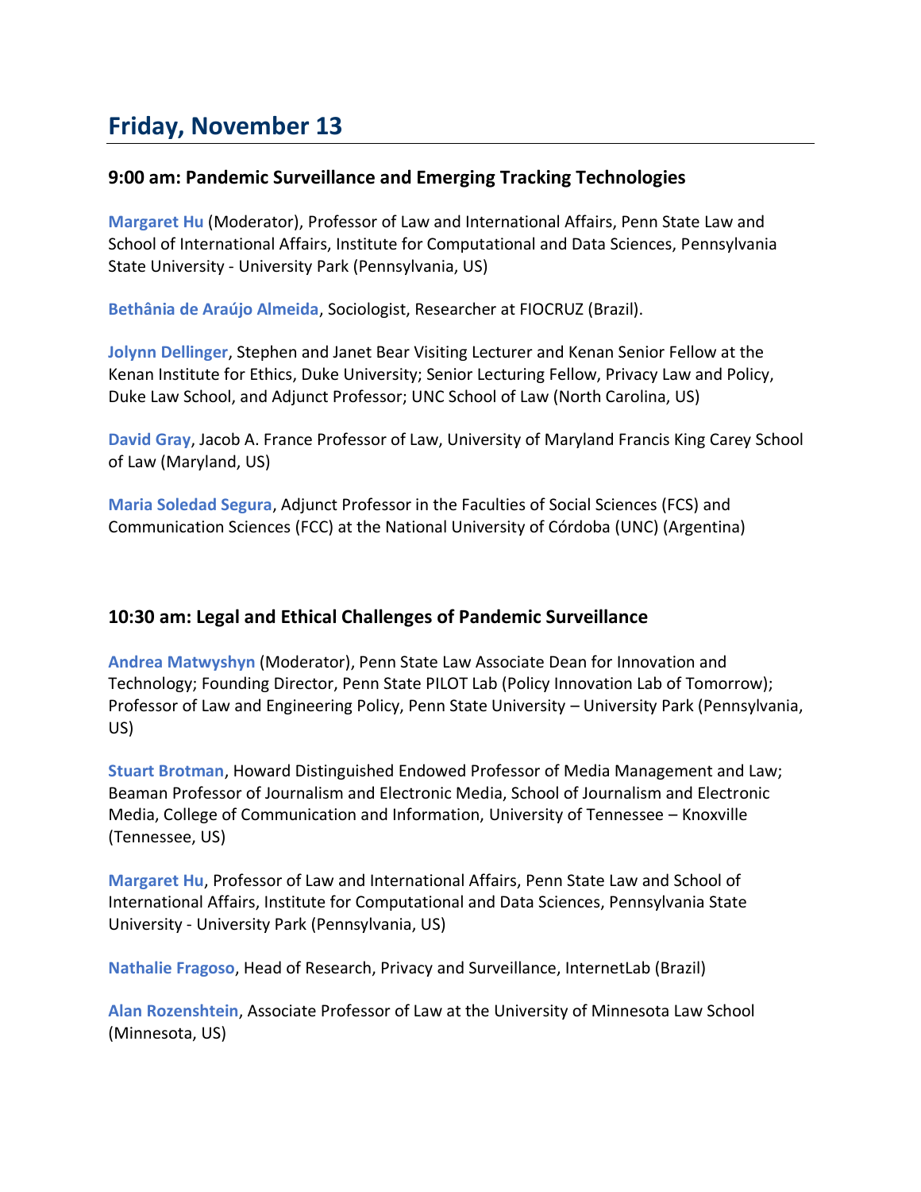# Friday, November 13

### 9:00 am: Pandemic Surveillance and Emerging Tracking Technologies

**Margaret Hu** (Moderator), Professor of Law and International Affairs, Penn State Law and School of International Affairs, Institute for Computational and Data Sciences, Pennsylvania State University - University Park (Pennsylvania, US)

**Bethânia de Araújo Almeida**, Sociologist, Researcher at FIOCRUZ (Brazil).

**Jolynn Dellinger**, Stephen and Janet Bear Visiting Lecturer and Kenan Senior Fellow at the Kenan Institute for Ethics, Duke University; Senior Lecturing Fellow, Privacy Law and Policy, Duke Law School, and Adjunct Professor; UNC School of Law (North Carolina, US)

**David Gray**, Jacob A. France Professor of Law, University of Maryland Francis King Carey School of Law (Maryland, US)

**Maria Soledad Segura**, Adjunct Professor in the Faculties of Social Sciences (FCS) and Communication Sciences (FCC) at the National University of Córdoba (UNC) (Argentina)

### 10:30 am: Legal and Ethical Challenges of Pandemic Surveillance

**Andrea Matwyshyn** (Moderator), Penn State Law Associate Dean for Innovation and Technology; Founding Director, Penn State PILOT Lab (Policy Innovation Lab of Tomorrow); Professor of Law and Engineering Policy, Penn State University – University Park (Pennsylvania, US)

**Stuart Brotman**, Howard Distinguished Endowed Professor of Media Management and Law; Beaman Professor of Journalism and Electronic Media, School of Journalism and Electronic Media, College of Communication and Information, University of Tennessee – Knoxville (Tennessee, US)

**Margaret Hu**, Professor of Law and International Affairs, Penn State Law and School of International Affairs, Institute for Computational and Data Sciences, Pennsylvania State University - University Park (Pennsylvania, US)

**Nathalie Fragoso**, Head of Research, Privacy and Surveillance, InternetLab (Brazil)

**Alan Rozenshtein**, Associate Professor of Law at the University of Minnesota Law School (Minnesota, US)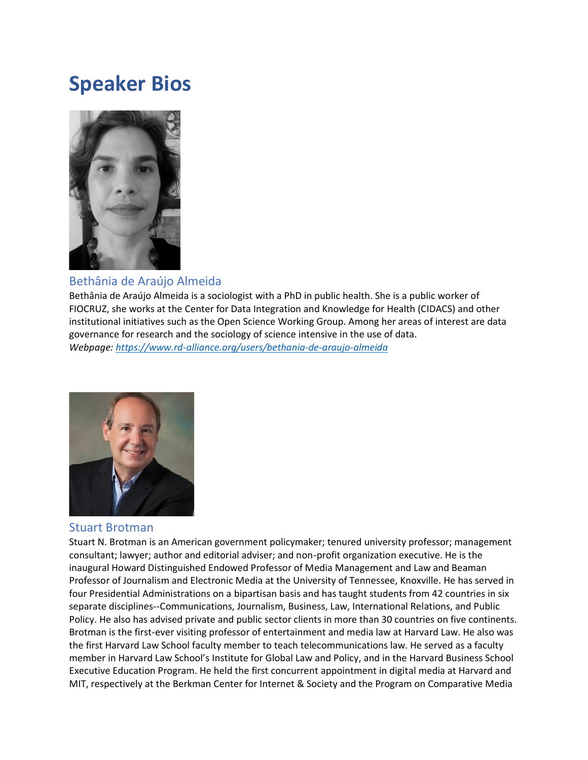# Speaker Bios

## Bethânia de Araújo Almeida

Bethânia de Araújo Almeida is a sociologist with a PhD in public health. She is a public worker of FIOCRUZ, she works at the Center for Data Integration and Knowledge for Health (CIDACS) and other institutional initiatives such as the Open Science Working Group. Among her areas of interest are data governance for research and the sociology of science intensive in the use of data.
*Webpage: [https://www.rd-alliance.org/users/bethania-de-araujo-almeida](https://www.rd-alliance.org/users/bethania-de-araujo-almeida)*

## Stuart Brotman

Stuart N. Brotman is an American government policymaker; tenured university professor; management consultant; lawyer; author and editorial adviser; and non-profit organization executive. He is the inaugural Howard Distinguished Endowed Professor of Media Management and Law and Beaman Professor of Journalism and Electronic Media at the University of Tennessee, Knoxville. He has served in four Presidential Administrations on a bipartisan basis and has taught students from 42 countries in six separate disciplines--Communications, Journalism, Business, Law, International Relations, and Public Policy. He also has advised private and public sector clients in more than 30 countries on five continents. Brotman is the first-ever visiting professor of entertainment and media law at Harvard Law. He also was the first Harvard Law School faculty member to teach telecommunications law. He served as a faculty member in Harvard Law School's Institute for Global Law and Policy, and in the Harvard Business School Executive Education Program. He held the first concurrent appointment in digital media at Harvard and MIT, respectively at the Berkman Center for Internet & Society and the Program on Comparative Media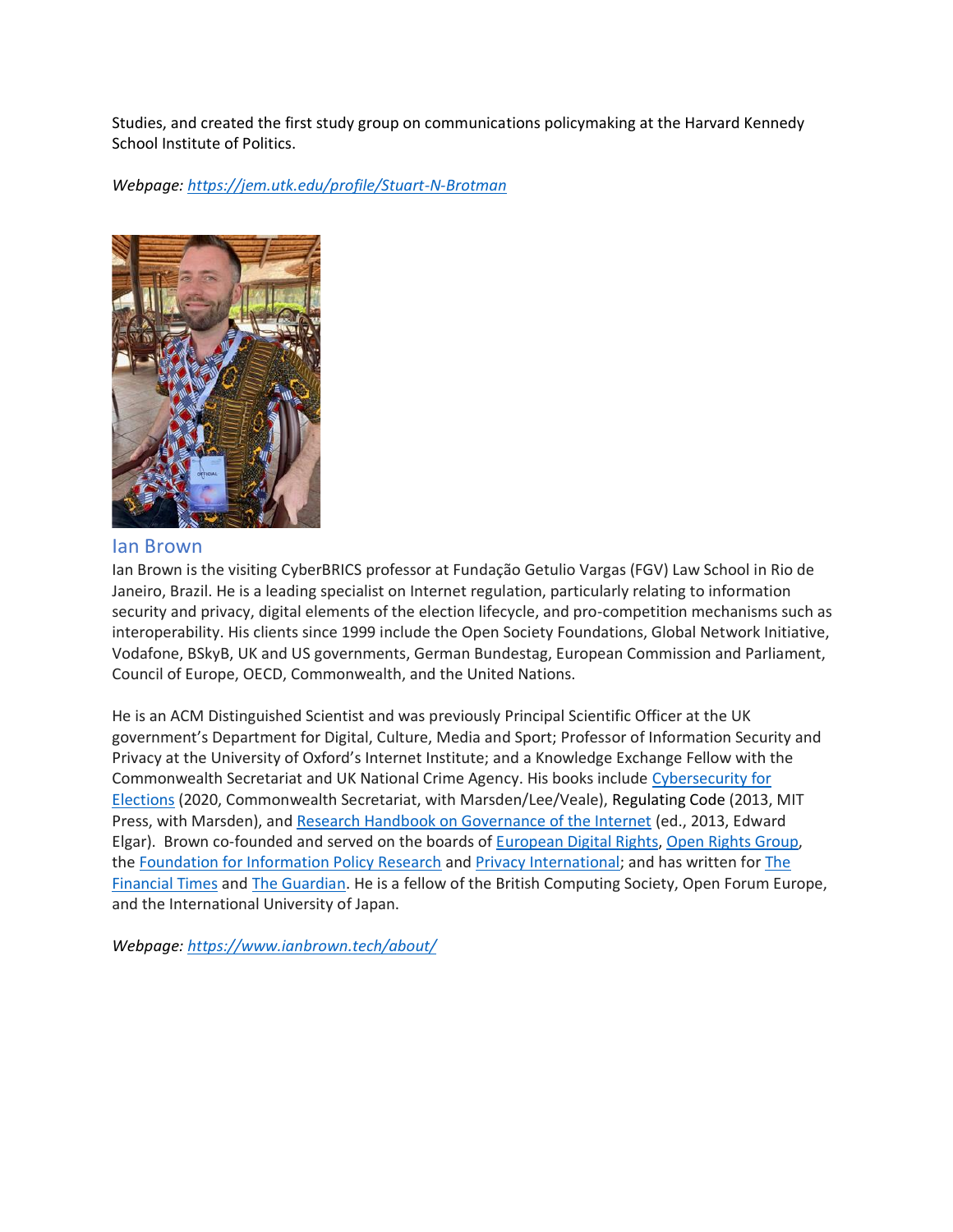Studies, and created the first study group on communications policymaking at the Harvard Kennedy School Institute of Politics.

*Webpage: https://jem.utk.edu/profile/Stuart-N-Brotman*

## Ian Brown

Ian Brown is the visiting CyberBRICS professor at Fundação Getulio Vargas (FGV) Law School in Rio de Janeiro, Brazil. He is a leading specialist on Internet regulation, particularly relating to information security and privacy, digital elements of the election lifecycle, and pro-competition mechanisms such as interoperability. His clients since 1999 include the Open Society Foundations, Global Network Initiative, Vodafone, BSkyB, UK and US governments, German Bundestag, European Commission and Parliament, Council of Europe, OECD, Commonwealth, and the United Nations.

He is an ACM Distinguished Scientist and was previously Principal Scientific Officer at the UK government's Department for Digital, Culture, Media and Sport; Professor of Information Security and Privacy at the University of Oxford's Internet Institute; and a Knowledge Exchange Fellow with the Commonwealth Secretariat and UK National Crime Agency. His books include Cybersecurity for Elections (2020, Commonwealth Secretariat, with Marsden/Lee/Veale), Regulating Code (2013, MIT Press, with Marsden), and Research Handbook on Governance of the Internet (ed., 2013, Edward Elgar). Brown co-founded and served on the boards of European Digital Rights, Open Rights Group, the Foundation for Information Policy Research and Privacy International; and has written for The Financial Times and The Guardian. He is a fellow of the British Computing Society, Open Forum Europe, and the International University of Japan.

*Webpage: https://www.ianbrown.tech/about/*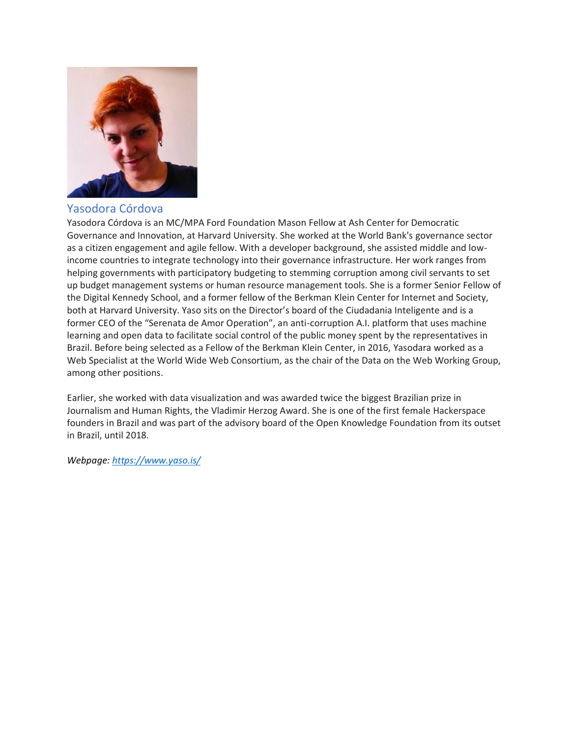## Yasodora Córdova

Yasodora Córdova is an MC/MPA Ford Foundation Mason Fellow at Ash Center for Democratic Governance and Innovation, at Harvard University. She worked at the World Bank's governance sector as a citizen engagement and agile fellow. With a developer background, she assisted middle and low-income countries to integrate technology into their governance infrastructure. Her work ranges from helping governments with participatory budgeting to stemming corruption among civil servants to set up budget management systems or human resource management tools. She is a former Senior Fellow of the Digital Kennedy School, and a former fellow of the Berkman Klein Center for Internet and Society, both at Harvard University. Yaso sits on the Director's board of the Ciudadania Inteligente and is a former CEO of the "Serenata de Amor Operation", an anti-corruption A.I. platform that uses machine learning and open data to facilitate social control of the public money spent by the representatives in Brazil. Before being selected as a Fellow of the Berkman Klein Center, in 2016, Yasodara worked as a Web Specialist at the World Wide Web Consortium, as the chair of the Data on the Web Working Group, among other positions.

Earlier, she worked with data visualization and was awarded twice the biggest Brazilian prize in Journalism and Human Rights, the Vladimir Herzog Award. She is one of the first female Hackerspace founders in Brazil and was part of the advisory board of the Open Knowledge Foundation from its outset in Brazil, until 2018.

*Webpage: [https://www.yaso.is/](https://www.yaso.is/)*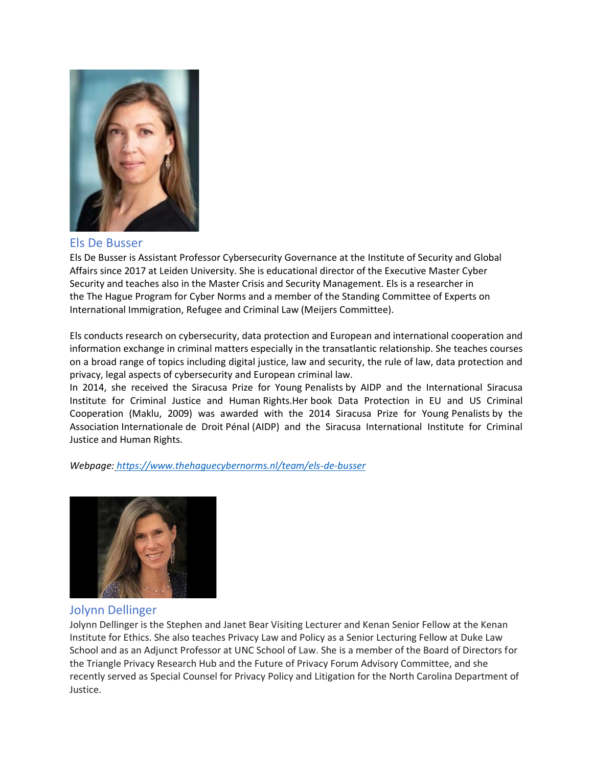## Els De Busser

Els De Busser is Assistant Professor Cybersecurity Governance at the Institute of Security and Global Affairs since 2017 at Leiden University. She is educational director of the Executive Master Cyber Security and teaches also in the Master Crisis and Security Management. Els is a researcher in the The Hague Program for Cyber Norms and a member of the Standing Committee of Experts on International Immigration, Refugee and Criminal Law (Meijers Committee).

Els conducts research on cybersecurity, data protection and European and international cooperation and information exchange in criminal matters especially in the transatlantic relationship. She teaches courses on a broad range of topics including digital justice, law and security, the rule of law, data protection and privacy, legal aspects of cybersecurity and European criminal law.
In 2014, she received the Siracusa Prize for Young Penalists by AIDP and the International Siracusa Institute for Criminal Justice and Human Rights.Her book Data Protection in EU and US Criminal Cooperation (Maklu, 2009) was awarded with the 2014 Siracusa Prize for Young Penalists by the Association Internationale de Droit Pénal (AIDP) and the Siracusa International Institute for Criminal Justice and Human Rights.

*Webpage:* *[https://www.thehaguecybernorms.nl/team/els-de-busser](https://www.thehaguecybernorms.nl/team/els-de-busser)*

## Jolynn Dellinger

Jolynn Dellinger is the Stephen and Janet Bear Visiting Lecturer and Kenan Senior Fellow at the Kenan Institute for Ethics. She also teaches Privacy Law and Policy as a Senior Lecturing Fellow at Duke Law School and as an Adjunct Professor at UNC School of Law. She is a member of the Board of Directors for the Triangle Privacy Research Hub and the Future of Privacy Forum Advisory Committee, and she recently served as Special Counsel for Privacy Policy and Litigation for the North Carolina Department of Justice.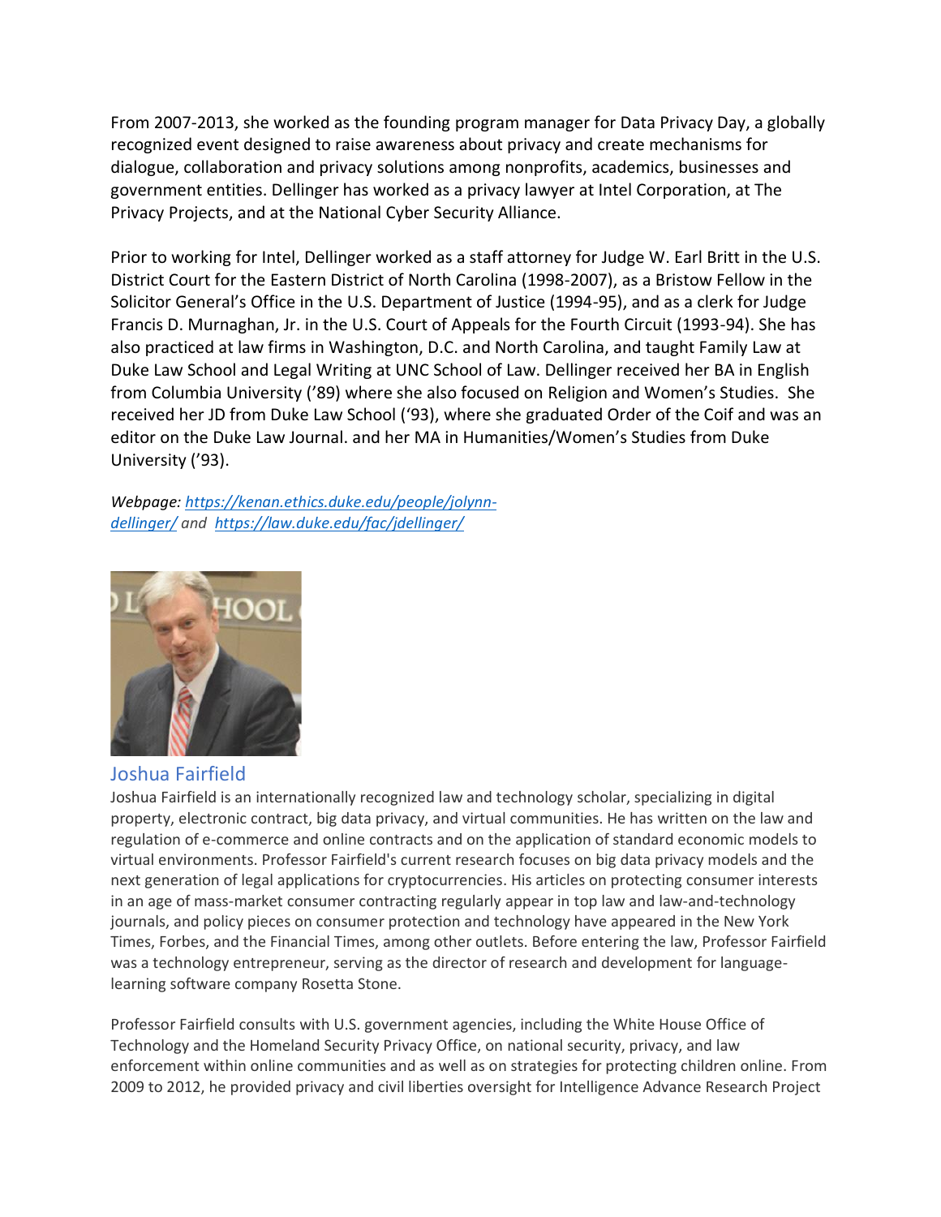From 2007-2013, she worked as the founding program manager for Data Privacy Day, a globally recognized event designed to raise awareness about privacy and create mechanisms for dialogue, collaboration and privacy solutions among nonprofits, academics, businesses and government entities. Dellinger has worked as a privacy lawyer at Intel Corporation, at The Privacy Projects, and at the National Cyber Security Alliance.

Prior to working for Intel, Dellinger worked as a staff attorney for Judge W. Earl Britt in the U.S. District Court for the Eastern District of North Carolina (1998-2007), as a Bristow Fellow in the Solicitor General's Office in the U.S. Department of Justice (1994-95), and as a clerk for Judge Francis D. Murnaghan, Jr. in the U.S. Court of Appeals for the Fourth Circuit (1993-94). She has also practiced at law firms in Washington, D.C. and North Carolina, and taught Family Law at Duke Law School and Legal Writing at UNC School of Law. Dellinger received her BA in English from Columbia University ('89) where she also focused on Religion and Women's Studies. She received her JD from Duke Law School ('93), where she graduated Order of the Coif and was an editor on the Duke Law Journal. and her MA in Humanities/Women's Studies from Duke University ('93).

*Webpage: [https://kenan.ethics.duke.edu/people/jolynn-dellinger/](https://kenan.ethics.duke.edu/people/jolynn-dellinger/) and [https://law.duke.edu/fac/jdellinger/](https://law.duke.edu/fac/jdellinger/)*

## Joshua Fairfield

Joshua Fairfield is an internationally recognized law and technology scholar, specializing in digital property, electronic contract, big data privacy, and virtual communities. He has written on the law and regulation of e-commerce and online contracts and on the application of standard economic models to virtual environments. Professor Fairfield's current research focuses on big data privacy models and the next generation of legal applications for cryptocurrencies. His articles on protecting consumer interests in an age of mass-market consumer contracting regularly appear in top law and law-and-technology journals, and policy pieces on consumer protection and technology have appeared in the New York Times, Forbes, and the Financial Times, among other outlets. Before entering the law, Professor Fairfield was a technology entrepreneur, serving as the director of research and development for language-learning software company Rosetta Stone.

Professor Fairfield consults with U.S. government agencies, including the White House Office of Technology and the Homeland Security Privacy Office, on national security, privacy, and law enforcement within online communities and as well as on strategies for protecting children online. From 2009 to 2012, he provided privacy and civil liberties oversight for Intelligence Advance Research Project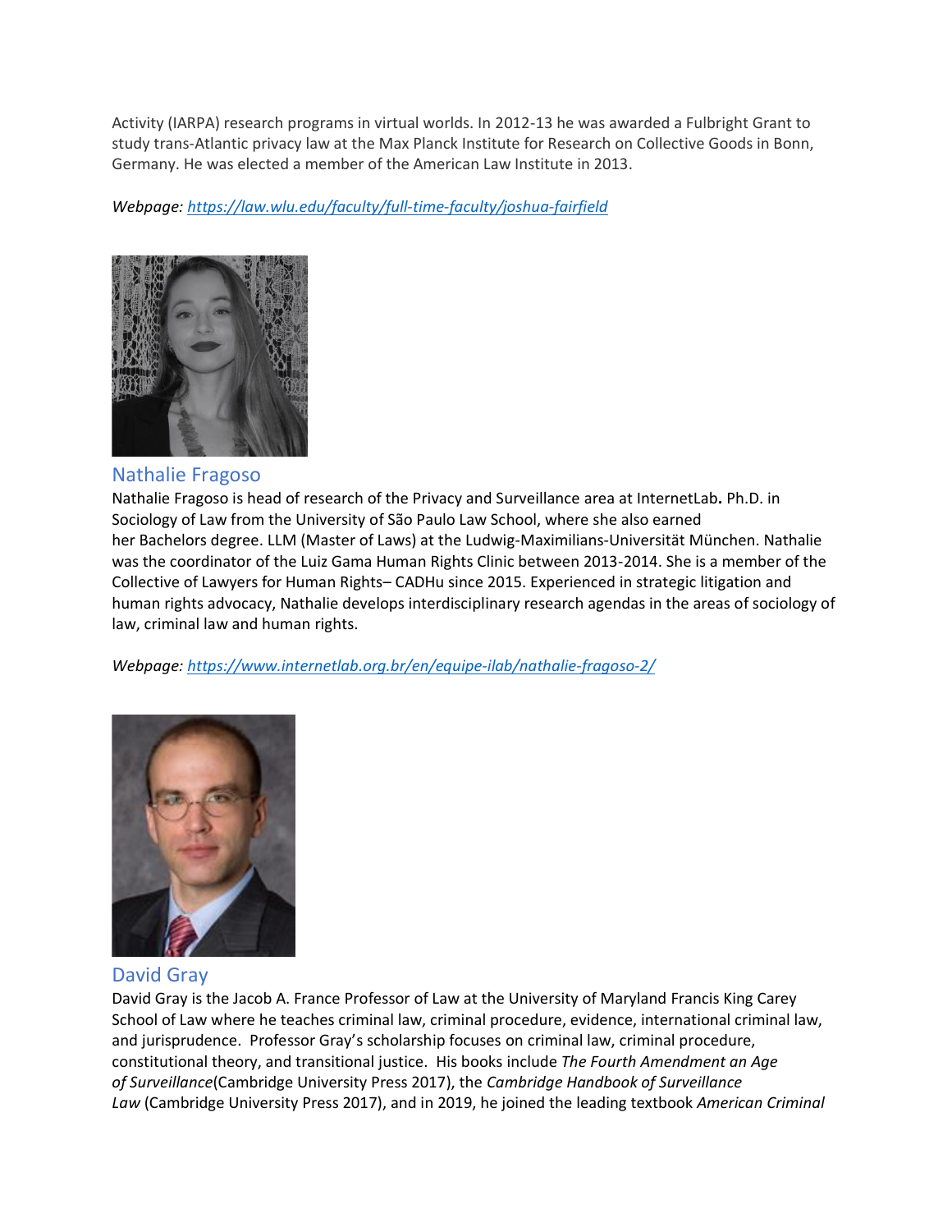Activity (IARPA) research programs in virtual worlds. In 2012-13 he was awarded a Fulbright Grant to study trans-Atlantic privacy law at the Max Planck Institute for Research on Collective Goods in Bonn, Germany. He was elected a member of the American Law Institute in 2013.

*Webpage: https://law.wlu.edu/faculty/full-time-faculty/joshua-fairfield*

## Nathalie Fragoso

Nathalie Fragoso is head of research of the Privacy and Surveillance area at InternetLab**.** Ph.D. in Sociology of Law from the University of São Paulo Law School, where she also earned her Bachelors degree. LLM (Master of Laws) at the Ludwig-Maximilians-Universität München. Nathalie was the coordinator of the Luiz Gama Human Rights Clinic between 2013-2014. She is a member of the Collective of Lawyers for Human Rights– CADHu since 2015. Experienced in strategic litigation and human rights advocacy, Nathalie develops interdisciplinary research agendas in the areas of sociology of law, criminal law and human rights.

*Webpage: https://www.internetlab.org.br/en/equipe-ilab/nathalie-fragoso-2/*

## David Gray

David Gray is the Jacob A. France Professor of Law at the University of Maryland Francis King Carey School of Law where he teaches criminal law, criminal procedure, evidence, international criminal law, and jurisprudence. Professor Gray's scholarship focuses on criminal law, criminal procedure, constitutional theory, and transitional justice. His books include *The Fourth Amendment an Age of Surveillance*(Cambridge University Press 2017), the *Cambridge Handbook of Surveillance Law* (Cambridge University Press 2017), and in 2019, he joined the leading textbook *American Criminal*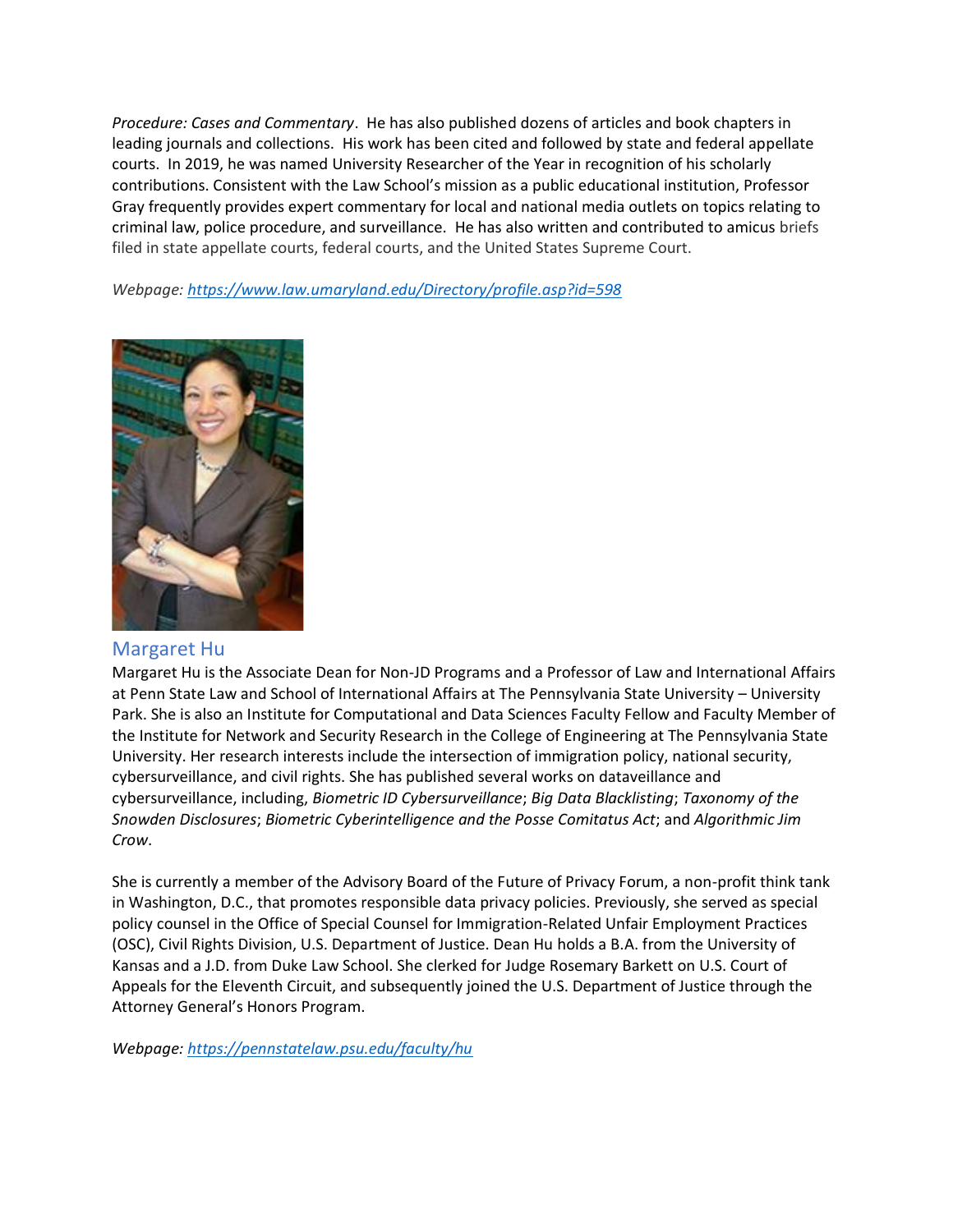*Procedure: Cases and Commentary*. He has also published dozens of articles and book chapters in leading journals and collections. His work has been cited and followed by state and federal appellate courts. In 2019, he was named University Researcher of the Year in recognition of his scholarly contributions. Consistent with the Law School's mission as a public educational institution, Professor Gray frequently provides expert commentary for local and national media outlets on topics relating to criminal law, police procedure, and surveillance. He has also written and contributed to amicus briefs filed in state appellate courts, federal courts, and the United States Supreme Court.

*Webpage: [https://www.law.umaryland.edu/Directory/profile.asp?id=598](https://www.law.umaryland.edu/Directory/profile.asp?id=598)*

## Margaret Hu

Margaret Hu is the Associate Dean for Non-JD Programs and a Professor of Law and International Affairs at Penn State Law and School of International Affairs at The Pennsylvania State University – University Park. She is also an Institute for Computational and Data Sciences Faculty Fellow and Faculty Member of the Institute for Network and Security Research in the College of Engineering at The Pennsylvania State University. Her research interests include the intersection of immigration policy, national security, cybersurveillance, and civil rights. She has published several works on dataveillance and cybersurveillance, including, *Biometric ID Cybersurveillance*; *Big Data Blacklisting*; *Taxonomy of the Snowden Disclosures*; *Biometric Cyberintelligence and the Posse Comitatus Act*; and *Algorithmic Jim Crow*.

She is currently a member of the Advisory Board of the Future of Privacy Forum, a non-profit think tank in Washington, D.C., that promotes responsible data privacy policies. Previously, she served as special policy counsel in the Office of Special Counsel for Immigration-Related Unfair Employment Practices (OSC), Civil Rights Division, U.S. Department of Justice. Dean Hu holds a B.A. from the University of Kansas and a J.D. from Duke Law School. She clerked for Judge Rosemary Barkett on U.S. Court of Appeals for the Eleventh Circuit, and subsequently joined the U.S. Department of Justice through the Attorney General's Honors Program.

*Webpage: [https://pennstatelaw.psu.edu/faculty/hu](https://pennstatelaw.psu.edu/faculty/hu)*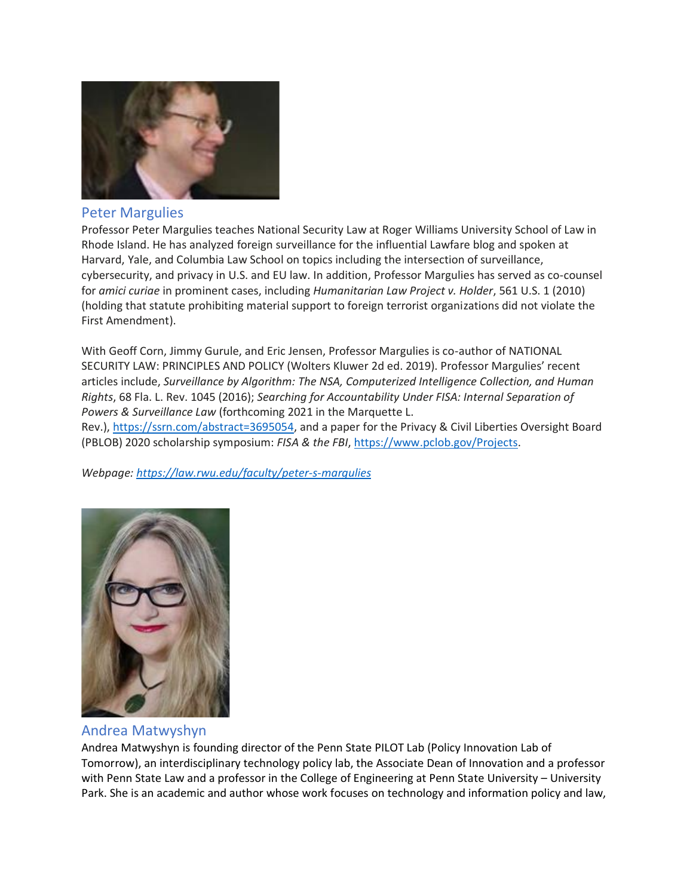## Peter Margulies

Professor Peter Margulies teaches National Security Law at Roger Williams University School of Law in Rhode Island. He has analyzed foreign surveillance for the influential Lawfare blog and spoken at Harvard, Yale, and Columbia Law School on topics including the intersection of surveillance, cybersecurity, and privacy in U.S. and EU law. In addition, Professor Margulies has served as co-counsel for *amici curiae* in prominent cases, including *Humanitarian Law Project v. Holder*, 561 U.S. 1 (2010) (holding that statute prohibiting material support to foreign terrorist organizations did not violate the First Amendment).

With Geoff Corn, Jimmy Gurule, and Eric Jensen, Professor Margulies is co-author of NATIONAL SECURITY LAW: PRINCIPLES AND POLICY (Wolters Kluwer 2d ed. 2019). Professor Margulies' recent articles include, *Surveillance by Algorithm: The NSA, Computerized Intelligence Collection, and Human Rights*, 68 Fla. L. Rev. 1045 (2016); *Searching for Accountability Under FISA: Internal Separation of Powers & Surveillance Law* (forthcoming 2021 in the Marquette L. Rev.), https://ssrn.com/abstract=3695054, and a paper for the Privacy & Civil Liberties Oversight Board (PBLOB) 2020 scholarship symposium: *FISA & the FBI*, https://www.pclob.gov/Projects.

*Webpage: https://law.rwu.edu/faculty/peter-s-margulies*

## Andrea Matwyshyn

Andrea Matwyshyn is founding director of the Penn State PILOT Lab (Policy Innovation Lab of Tomorrow), an interdisciplinary technology policy lab, the Associate Dean of Innovation and a professor with Penn State Law and a professor in the College of Engineering at Penn State University – University Park. She is an academic and author whose work focuses on technology and information policy and law,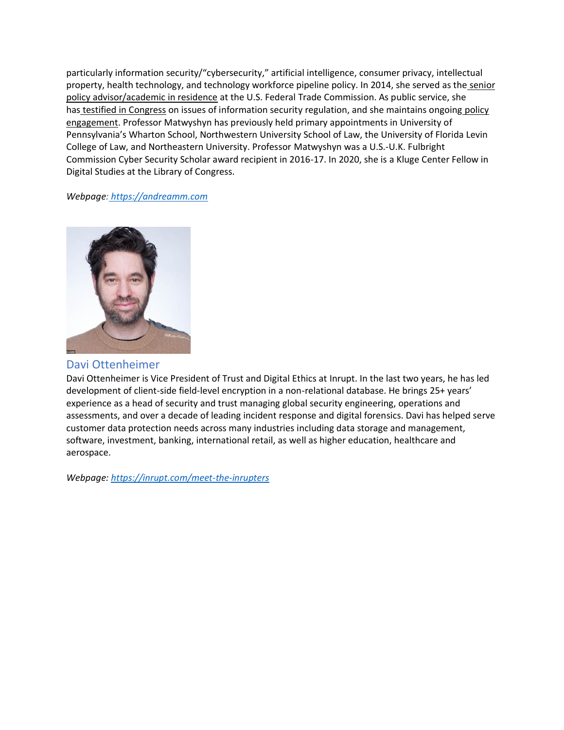particularly information security/"cybersecurity," artificial intelligence, consumer privacy, intellectual property, health technology, and technology workforce pipeline policy. In 2014, she served as the senior policy advisor/academic in residence at the U.S. Federal Trade Commission. As public service, she has testified in Congress on issues of information security regulation, and she maintains ongoing policy engagement. Professor Matwyshyn has previously held primary appointments in University of Pennsylvania's Wharton School, Northwestern University School of Law, the University of Florida Levin College of Law, and Northeastern University. Professor Matwyshyn was a U.S.-U.K. Fulbright Commission Cyber Security Scholar award recipient in 2016-17. In 2020, she is a Kluge Center Fellow in Digital Studies at the Library of Congress.

*Webpage: [https://andreamm.com](https://andreamm.com)*

## Davi Ottenheimer

Davi Ottenheimer is Vice President of Trust and Digital Ethics at Inrupt. In the last two years, he has led development of client-side field-level encryption in a non-relational database. He brings 25+ years' experience as a head of security and trust managing global security engineering, operations and assessments, and over a decade of leading incident response and digital forensics. Davi has helped serve customer data protection needs across many industries including data storage and management, software, investment, banking, international retail, as well as higher education, healthcare and aerospace.

*Webpage: [https://inrupt.com/meet-the-inrupters](https://inrupt.com/meet-the-inrupters)*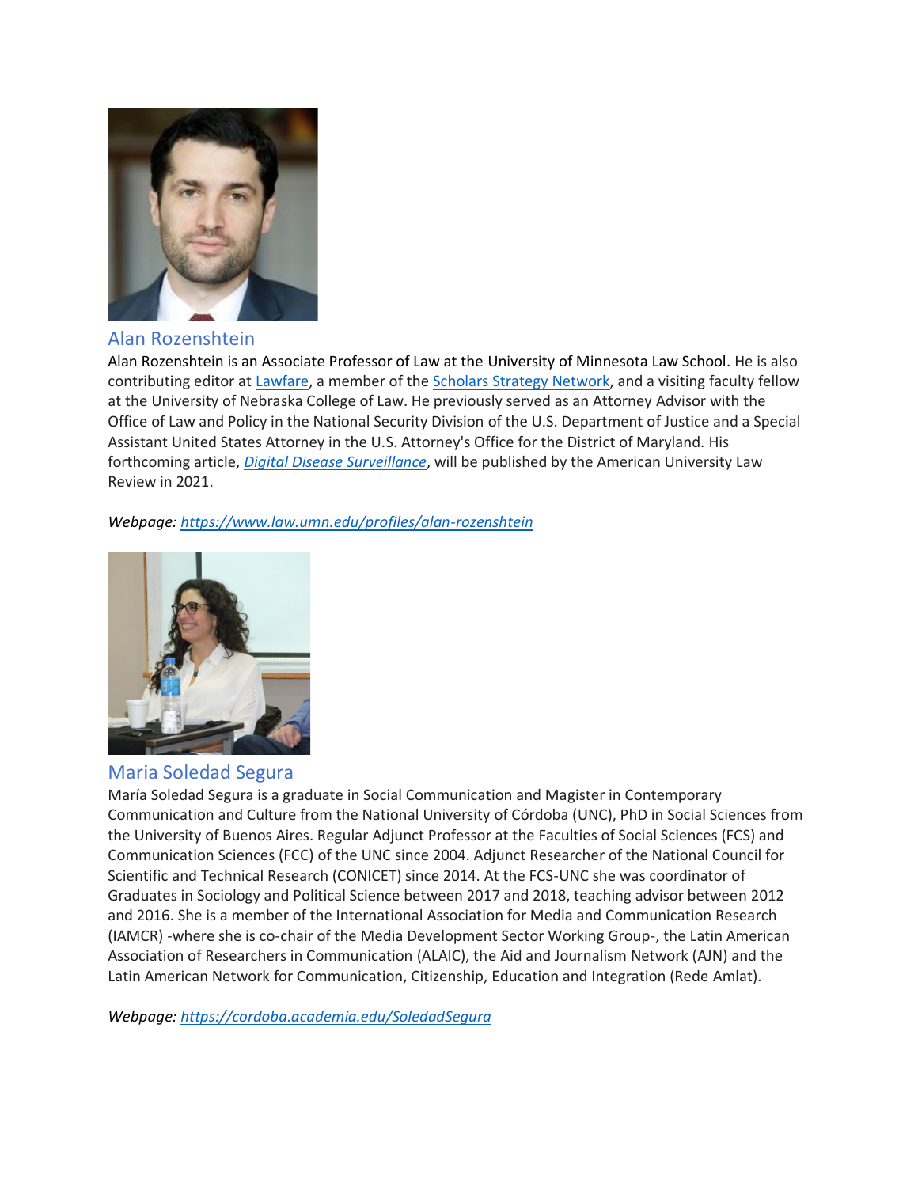## Alan Rozenshtein

Alan Rozenshtein is an Associate Professor of Law at the University of Minnesota Law School. He is also contributing editor at Lawfare, a member of the Scholars Strategy Network, and a visiting faculty fellow at the University of Nebraska College of Law. He previously served as an Attorney Advisor with the Office of Law and Policy in the National Security Division of the U.S. Department of Justice and a Special Assistant United States Attorney in the U.S. Attorney's Office for the District of Maryland. His forthcoming article, *Digital Disease Surveillance*, will be published by the American University Law Review in 2021.

*Webpage: https://www.law.umn.edu/profiles/alan-rozenshtein*

## Maria Soledad Segura

María Soledad Segura is a graduate in Social Communication and Magister in Contemporary Communication and Culture from the National University of Córdoba (UNC), PhD in Social Sciences from the University of Buenos Aires. Regular Adjunct Professor at the Faculties of Social Sciences (FCS) and Communication Sciences (FCC) of the UNC since 2004. Adjunct Researcher of the National Council for Scientific and Technical Research (CONICET) since 2014. At the FCS-UNC she was coordinator of Graduates in Sociology and Political Science between 2017 and 2018, teaching advisor between 2012 and 2016. She is a member of the International Association for Media and Communication Research (IAMCR) -where she is co-chair of the Media Development Sector Working Group-, the Latin American Association of Researchers in Communication (ALAIC), the Aid and Journalism Network (AJN) and the Latin American Network for Communication, Citizenship, Education and Integration (Rede Amlat).

*Webpage: https://cordoba.academia.edu/SoledadSegura*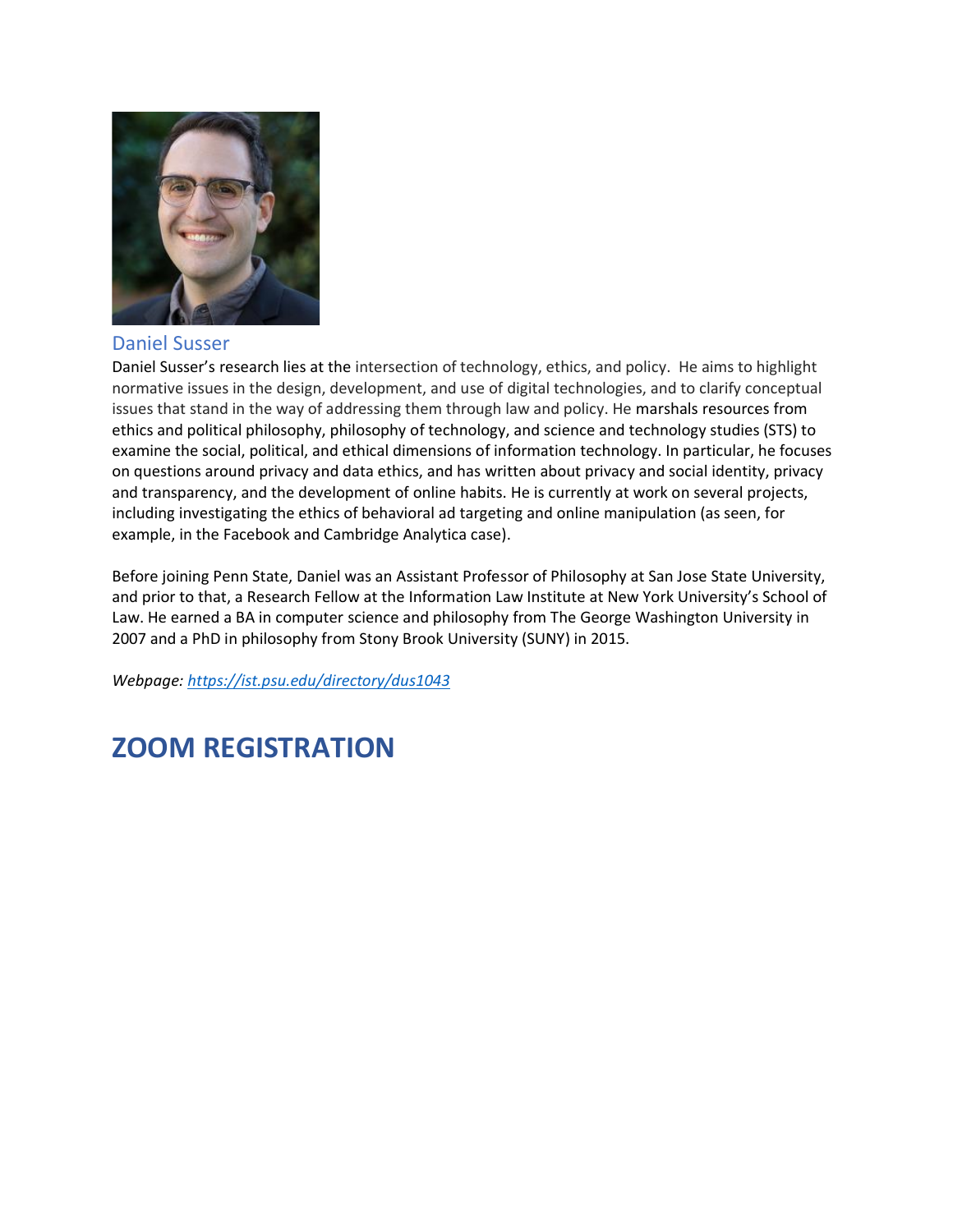### Daniel Susser

Daniel Susser's research lies at the intersection of technology, ethics, and policy. He aims to highlight normative issues in the design, development, and use of digital technologies, and to clarify conceptual issues that stand in the way of addressing them through law and policy. He marshals resources from ethics and political philosophy, philosophy of technology, and science and technology studies (STS) to examine the social, political, and ethical dimensions of information technology. In particular, he focuses on questions around privacy and data ethics, and has written about privacy and social identity, privacy and transparency, and the development of online habits. He is currently at work on several projects, including investigating the ethics of behavioral ad targeting and online manipulation (as seen, for example, in the Facebook and Cambridge Analytica case).

Before joining Penn State, Daniel was an Assistant Professor of Philosophy at San Jose State University, and prior to that, a Research Fellow at the Information Law Institute at New York University's School of Law. He earned a BA in computer science and philosophy from The George Washington University in 2007 and a PhD in philosophy from Stony Brook University (SUNY) in 2015.

*Webpage: [https://ist.psu.edu/directory/dus1043](https://ist.psu.edu/directory/dus1043)*

# ZOOM REGISTRATION